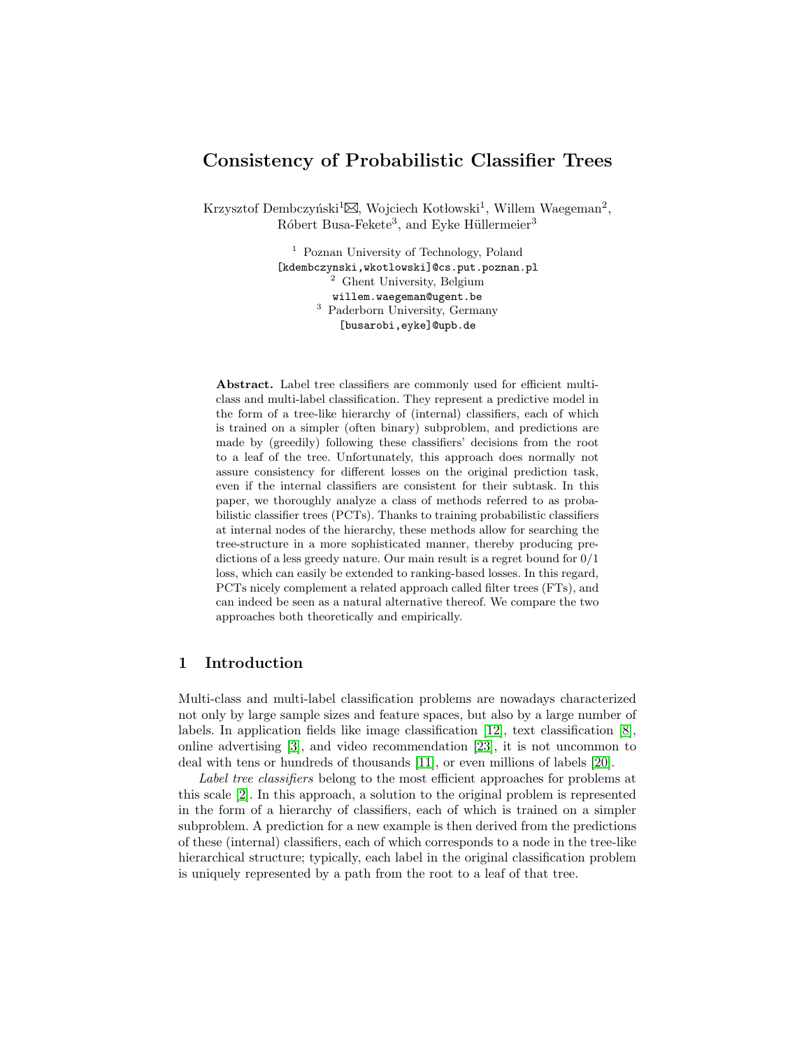# Consistency of Probabilistic Classifier Trees

Krzysztof Dembczyński[1]✉, Wojciech Kotłowski[1], Willem Waegeman[2], Róbert Busa-Fekete[3], and Eyke Hüllermeier[3]

[1] Poznan University of Technology, Poland
[kdembczynski,wkotlowski]@cs.put.poznan.pl
[2] Ghent University, Belgium
willem.waegeman@ugent.be
[3] Paderborn University, Germany
[busarobi,eyke]@upb.de

**Abstract.** Label tree classifiers are commonly used for efficient multi-class and multi-label classification. They represent a predictive model in the form of a tree-like hierarchy of (internal) classifiers, each of which is trained on a simpler (often binary) subproblem, and predictions are made by (greedily) following these classifiers' decisions from the root to a leaf of the tree. Unfortunately, this approach does normally not assure consistency for different losses on the original prediction task, even if the internal classifiers are consistent for their subtask. In this paper, we thoroughly analyze a class of methods referred to as probabilistic classifier trees (PCTs). Thanks to training probabilistic classifiers at internal nodes of the hierarchy, these methods allow for searching the tree-structure in a more sophisticated manner, thereby producing predictions of a less greedy nature. Our main result is a regret bound for 0/1 loss, which can easily be extended to ranking-based losses. In this regard, PCTs nicely complement a related approach called filter trees (FTs), and can indeed be seen as a natural alternative thereof. We compare the two approaches both theoretically and empirically.

## 1 Introduction

Multi-class and multi-label classification problems are nowadays characterized not only by large sample sizes and feature spaces, but also by a large number of labels. In application fields like image classification [12], text classification [8], online advertising [3], and video recommendation [23], it is not uncommon to deal with tens or hundreds of thousands [11], or even millions of labels [20].

*Label tree classifiers* belong to the most efficient approaches for problems at this scale [2]. In this approach, a solution to the original problem is represented in the form of a hierarchy of classifiers, each of which is trained on a simpler subproblem. A prediction for a new example is then derived from the predictions of these (internal) classifiers, each of which corresponds to a node in the tree-like hierarchical structure; typically, each label in the original classification problem is uniquely represented by a path from the root to a leaf of that tree.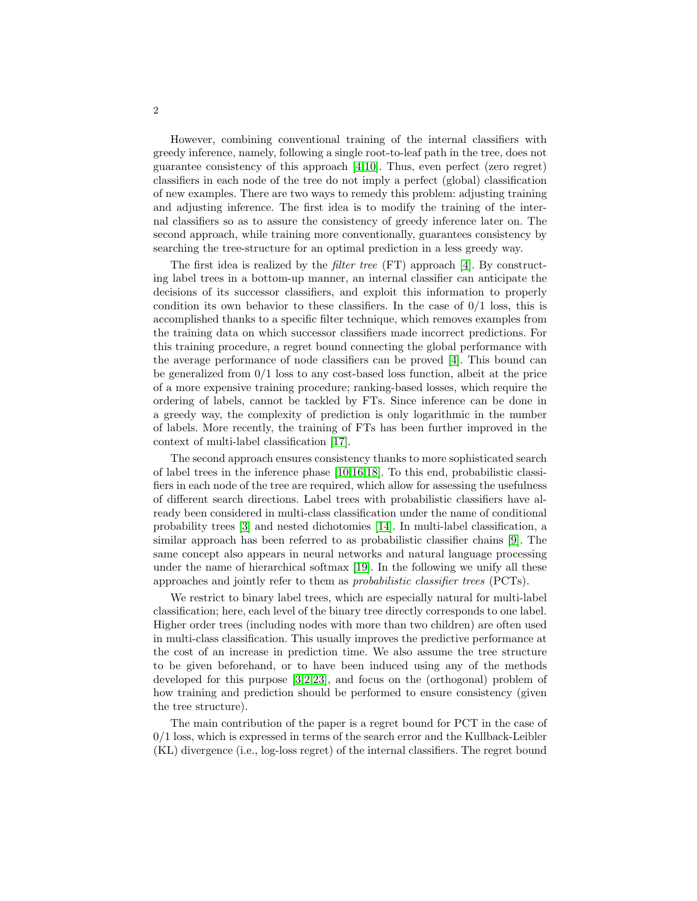However, combining conventional training of the internal classifiers with greedy inference, namely, following a single root-to-leaf path in the tree, does not guarantee consistency of this approach [4,10]. Thus, even perfect (zero regret) classifiers in each node of the tree do not imply a perfect (global) classification of new examples. There are two ways to remedy this problem: adjusting training and adjusting inference. The first idea is to modify the training of the internal classifiers so as to assure the consistency of greedy inference later on. The second approach, while training more conventionally, guarantees consistency by searching the tree-structure for an optimal prediction in a less greedy way.

The first idea is realized by the *filter tree* (FT) approach [4]. By constructing label trees in a bottom-up manner, an internal classifier can anticipate the decisions of its successor classifiers, and exploit this information to properly condition its own behavior to these classifiers. In the case of 0/1 loss, this is accomplished thanks to a specific filter technique, which removes examples from the training data on which successor classifiers made incorrect predictions. For this training procedure, a regret bound connecting the global performance with the average performance of node classifiers can be proved [4]. This bound can be generalized from 0/1 loss to any cost-based loss function, albeit at the price of a more expensive training procedure; ranking-based losses, which require the ordering of labels, cannot be tackled by FTs. Since inference can be done in a greedy way, the complexity of prediction is only logarithmic in the number of labels. More recently, the training of FTs has been further improved in the context of multi-label classification [17].

The second approach ensures consistency thanks to more sophisticated search of label trees in the inference phase [10,16,18]. To this end, probabilistic classifiers in each node of the tree are required, which allow for assessing the usefulness of different search directions. Label trees with probabilistic classifiers have already been considered in multi-class classification under the name of conditional probability trees [3] and nested dichotomies [14]. In multi-label classification, a similar approach has been referred to as probabilistic classifier chains [9]. The same concept also appears in neural networks and natural language processing under the name of hierarchical softmax [19]. In the following we unify all these approaches and jointly refer to them as *probabilistic classifier trees* (PCTs).

We restrict to binary label trees, which are especially natural for multi-label classification; here, each level of the binary tree directly corresponds to one label. Higher order trees (including nodes with more than two children) are often used in multi-class classification. This usually improves the predictive performance at the cost of an increase in prediction time. We also assume the tree structure to be given beforehand, or to have been induced using any of the methods developed for this purpose [3,2,23], and focus on the (orthogonal) problem of how training and prediction should be performed to ensure consistency (given the tree structure).

The main contribution of the paper is a regret bound for PCT in the case of 0/1 loss, which is expressed in terms of the search error and the Kullback-Leibler (KL) divergence (i.e., log-loss regret) of the internal classifiers. The regret bound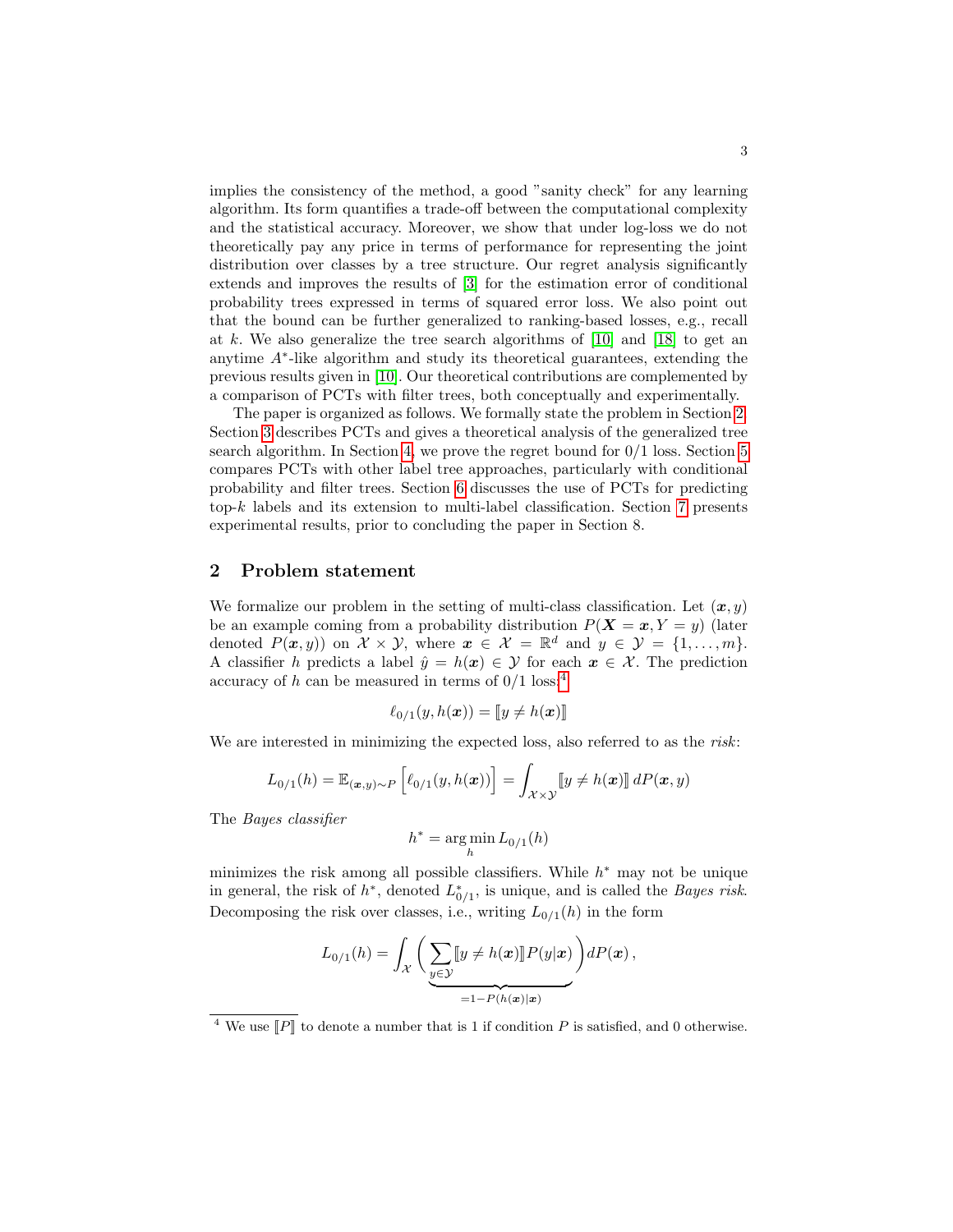implies the consistency of the method, a good "sanity check" for any learning algorithm. Its form quantifies a trade-off between the computational complexity and the statistical accuracy. Moreover, we show that under log-loss we do not theoretically pay any price in terms of performance for representing the joint distribution over classes by a tree structure. Our regret analysis significantly extends and improves the results of [3] for the estimation error of conditional probability trees expressed in terms of squared error loss. We also point out that the bound can be further generalized to ranking-based losses, e.g., recall at $k$. We also generalize the tree search algorithms of [10] and [18] to get an anytime $A^*$-like algorithm and study its theoretical guarantees, extending the previous results given in [10]. Our theoretical contributions are complemented by a comparison of PCTs with filter trees, both conceptually and experimentally.

The paper is organized as follows. We formally state the problem in Section 2. Section 3 describes PCTs and gives a theoretical analysis of the generalized tree search algorithm. In Section 4, we prove the regret bound for 0/1 loss. Section 5 compares PCTs with other label tree approaches, particularly with conditional probability and filter trees. Section 6 discusses the use of PCTs for predicting top-$k$ labels and its extension to multi-label classification. Section 7 presents experimental results, prior to concluding the paper in Section 8.

## 2 Problem statement

We formalize our problem in the setting of multi-class classification. Let $(\boldsymbol{x}, y)$ be an example coming from a probability distribution $P(\boldsymbol{X} = \boldsymbol{x}, Y = y)$ (later denoted $P(\boldsymbol{x}, y)$) on $\mathcal{X} \times \mathcal{Y}$, where $\boldsymbol{x} \in \mathcal{X} = \mathbb{R}^d$ and $y \in \mathcal{Y} = \{1, \ldots, m\}$. A classifier $h$ predicts a label $\hat{y} = h(\boldsymbol{x}) \in \mathcal{Y}$ for each $\boldsymbol{x} \in \mathcal{X}$. The prediction accuracy of $h$ can be measured in terms of 0/1 loss:[4]

$$\ell_{0/1}(y, h(\boldsymbol{x})) = [\![ y \neq h(\boldsymbol{x}) ]\!]$$

We are interested in minimizing the expected loss, also referred to as the *risk*:

$$L_{0/1}(h) = \mathbb{E}_{(\boldsymbol{x},y)\sim P}\left[\ell_{0/1}(y, h(\boldsymbol{x}))\right] = \int_{\mathcal{X}\times\mathcal{Y}} [\![ y \neq h(\boldsymbol{x}) ]\!] \, dP(\boldsymbol{x}, y)$$

The *Bayes classifier*

$$h^* = \operatorname*{arg\,min}_h L_{0/1}(h)$$

minimizes the risk among all possible classifiers. While $h^*$ may not be unique in general, the risk of $h^*$, denoted $L^*_{0/1}$, is unique, and is called the *Bayes risk*. Decomposing the risk over classes, i.e., writing $L_{0/1}(h)$ in the form

$$L_{0/1}(h) = \int_{\mathcal{X}} \Bigg( \underbrace{\sum_{y\in\mathcal{Y}} [\![ y \neq h(\boldsymbol{x}) ]\!] P(y|\boldsymbol{x})}_{=1-P(h(\boldsymbol{x})|\boldsymbol{x})} \Bigg) dP(\boldsymbol{x}) \,,$$

[4] We use $[\![ P ]\!]$ to denote a number that is 1 if condition $P$ is satisfied, and 0 otherwise.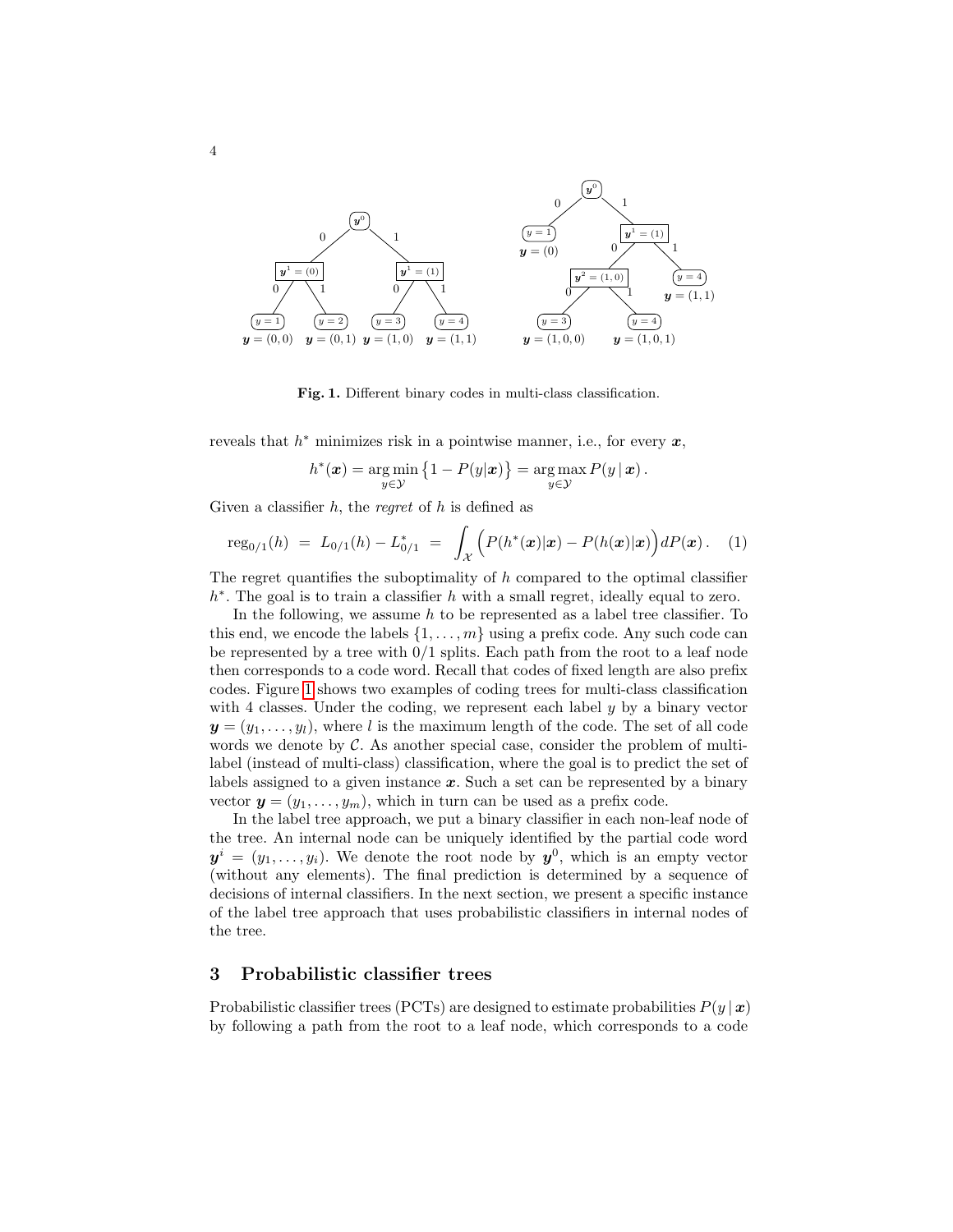Fig. 1. Different binary codes in multi-class classification.

reveals that $h^*$ minimizes risk in a pointwise manner, i.e., for every $\boldsymbol{x}$,

$$h^*(\boldsymbol{x}) = \arg\min_{y \in \mathcal{Y}} \left\{1 - P(y|\boldsymbol{x})\right\} = \arg\max_{y \in \mathcal{Y}} P(y \,|\, \boldsymbol{x}) \,.$$

Given a classifier $h$, the *regret* of $h$ is defined as

$$\mathrm{reg}_{0/1}(h) \;=\; L_{0/1}(h) - L^*_{0/1} \;=\; \int_{\mathcal{X}} \Big( P(h^*(\boldsymbol{x})|\boldsymbol{x}) - P(h(\boldsymbol{x})|\boldsymbol{x}) \Big) dP(\boldsymbol{x}) \,. \quad (1)$$

The regret quantifies the suboptimality of $h$ compared to the optimal classifier $h^*$. The goal is to train a classifier $h$ with a small regret, ideally equal to zero.

In the following, we assume $h$ to be represented as a label tree classifier. To this end, we encode the labels $\{1, \ldots, m\}$ using a prefix code. Any such code can be represented by a tree with 0/1 splits. Each path from the root to a leaf node then corresponds to a code word. Recall that codes of fixed length are also prefix codes. Figure 1 shows two examples of coding trees for multi-class classification with 4 classes. Under the coding, we represent each label $y$ by a binary vector $\boldsymbol{y} = (y_1, \ldots, y_l)$, where $l$ is the maximum length of the code. The set of all code words we denote by $\mathcal{C}$. As another special case, consider the problem of multi-label (instead of multi-class) classification, where the goal is to predict the set of labels assigned to a given instance $\boldsymbol{x}$. Such a set can be represented by a binary vector $\boldsymbol{y} = (y_1, \ldots, y_m)$, which in turn can be used as a prefix code.

In the label tree approach, we put a binary classifier in each non-leaf node of the tree. An internal node can be uniquely identified by the partial code word $\boldsymbol{y}^i = (y_1, \ldots, y_i)$. We denote the root node by $\boldsymbol{y}^0$, which is an empty vector (without any elements). The final prediction is determined by a sequence of decisions of internal classifiers. In the next section, we present a specific instance of the label tree approach that uses probabilistic classifiers in internal nodes of the tree.

## 3 Probabilistic classifier trees

Probabilistic classifier trees (PCTs) are designed to estimate probabilities $P(y \,|\, \boldsymbol{x})$ by following a path from the root to a leaf node, which corresponds to a code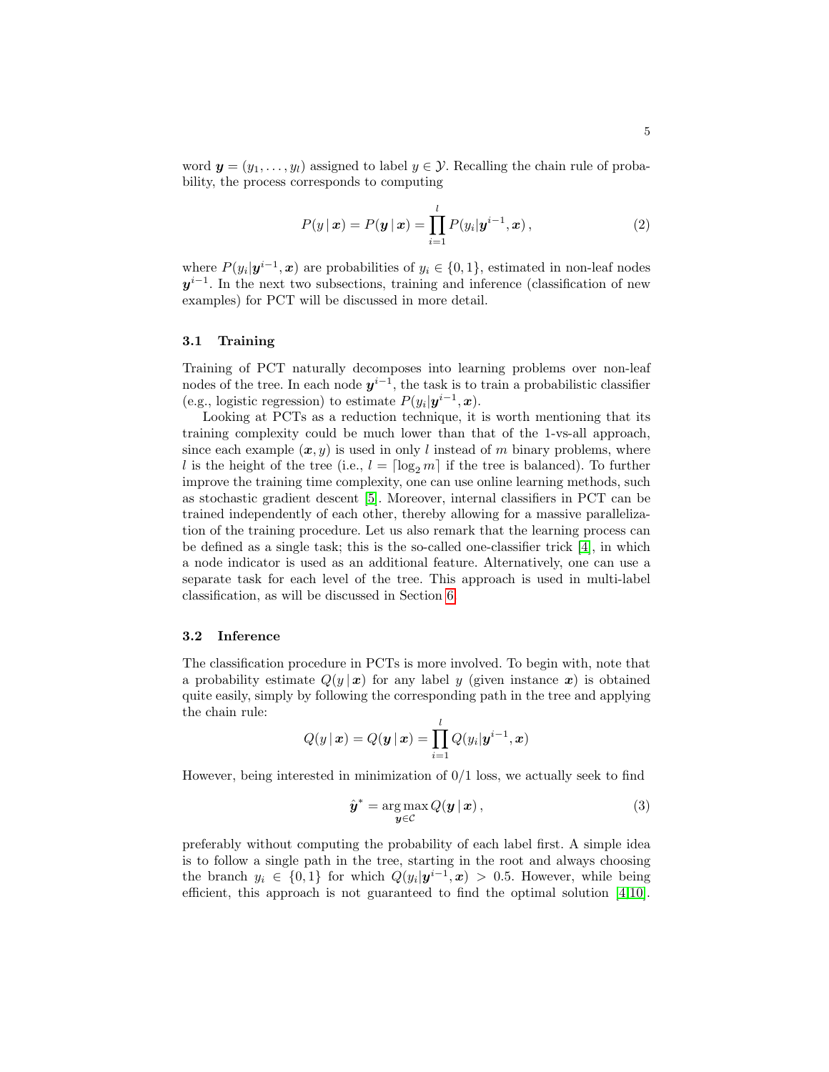word $\boldsymbol{y} = (y_1, \ldots, y_l)$ assigned to label $y \in \mathcal{Y}$. Recalling the chain rule of probability, the process corresponds to computing

$$P(y \,|\, \boldsymbol{x}) = P(\boldsymbol{y} \,|\, \boldsymbol{x}) = \prod_{i=1}^{l} P(y_i | \boldsymbol{y}^{i-1}, \boldsymbol{x}) \,, \tag{2}$$

where $P(y_i | \boldsymbol{y}^{i-1}, \boldsymbol{x})$ are probabilities of $y_i \in \{0, 1\}$, estimated in non-leaf nodes $\boldsymbol{y}^{i-1}$. In the next two subsections, training and inference (classification of new examples) for PCT will be discussed in more detail.

### 3.1 Training

Training of PCT naturally decomposes into learning problems over non-leaf nodes of the tree. In each node $\boldsymbol{y}^{i-1}$, the task is to train a probabilistic classifier (e.g., logistic regression) to estimate $P(y_i | \boldsymbol{y}^{i-1}, \boldsymbol{x})$.

Looking at PCTs as a reduction technique, it is worth mentioning that its training complexity could be much lower than that of the 1-vs-all approach, since each example $(\boldsymbol{x}, y)$ is used in only $l$ instead of $m$ binary problems, where $l$ is the height of the tree (i.e., $l = \lceil \log_2 m \rceil$ if the tree is balanced). To further improve the training time complexity, one can use online learning methods, such as stochastic gradient descent [5]. Moreover, internal classifiers in PCT can be trained independently of each other, thereby allowing for a massive parallelization of the training procedure. Let us also remark that the learning process can be defined as a single task; this is the so-called one-classifier trick [4], in which a node indicator is used as an additional feature. Alternatively, one can use a separate task for each level of the tree. This approach is used in multi-label classification, as will be discussed in Section 6.

### 3.2 Inference

The classification procedure in PCTs is more involved. To begin with, note that a probability estimate $Q(y \,|\, \boldsymbol{x})$ for any label $y$ (given instance $\boldsymbol{x}$) is obtained quite easily, simply by following the corresponding path in the tree and applying the chain rule:

$$Q(y \,|\, \boldsymbol{x}) = Q(\boldsymbol{y} \,|\, \boldsymbol{x}) = \prod_{i=1}^{l} Q(y_i | \boldsymbol{y}^{i-1}, \boldsymbol{x})$$

However, being interested in minimization of 0/1 loss, we actually seek to find

$$\hat{\boldsymbol{y}}^* = \operatorname*{arg\,max}_{\boldsymbol{y} \in \mathcal{C}} Q(\boldsymbol{y} \,|\, \boldsymbol{x}) \,, \tag{3}$$

preferably without computing the probability of each label first. A simple idea is to follow a single path in the tree, starting in the root and always choosing the branch $y_i \in \{0, 1\}$ for which $Q(y_i | \boldsymbol{y}^{i-1}, \boldsymbol{x}) > 0.5$. However, while being efficient, this approach is not guaranteed to find the optimal solution [4,10].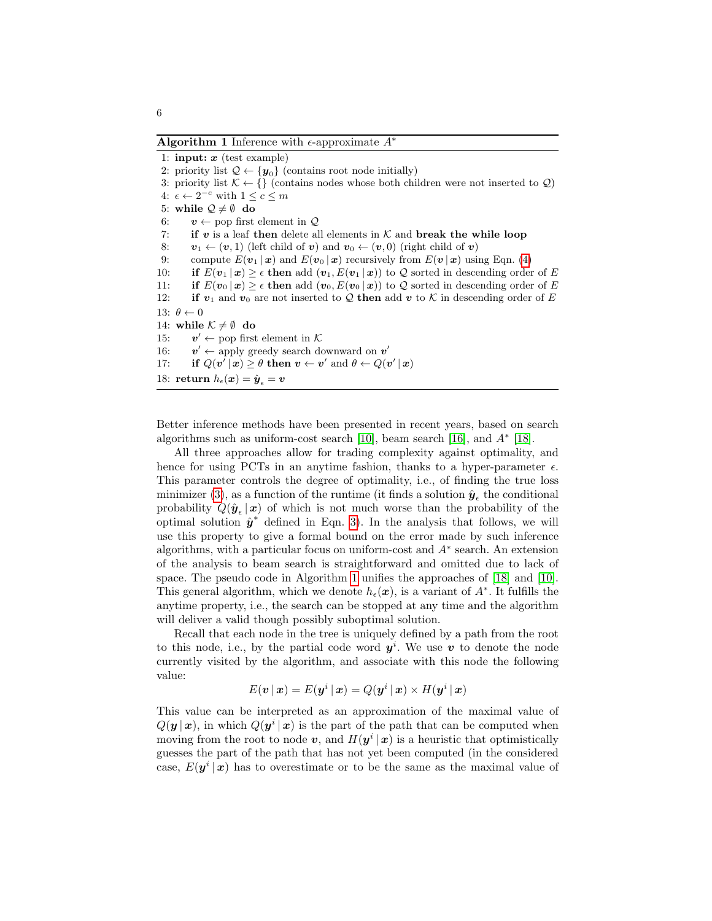**Algorithm 1** Inference with $\epsilon$-approximate $A^*$

```
1: input: x (test example)
2: priority list Q ← {y_0} (contains root node initially)
3: priority list K ← {} (contains nodes whose both children were not inserted to Q)
4: ε ← 2^{-c} with 1 ≤ c ≤ m
5: while Q ≠ ∅ do
6:     v ← pop first element in Q
7:     if v is a leaf then delete all elements in K and break the while loop
8:     v_1 ← (v, 1) (left child of v) and v_0 ← (v, 0) (right child of v)
9:     compute E(v_1 | x) and E(v_0 | x) recursively from E(v | x) using Eqn. (4)
10:    if E(v_1 | x) ≥ ε then add (v_1, E(v_1 | x)) to Q sorted in descending order of E
11:    if E(v_0 | x) ≥ ε then add (v_0, E(v_0 | x)) to Q sorted in descending order of E
12:    if v_1 and v_0 are not inserted to Q then add v to K in descending order of E
13: θ ← 0
14: while K ≠ ∅ do
15:    v' ← pop first element in K
16:    v' ← apply greedy search downward on v'
17:    if Q(v' | x) ≥ θ then v ← v' and θ ← Q(v' | x)
18: return h_ε(x) = ŷ_ε = v
```

Better inference methods have been presented in recent years, based on search algorithms such as uniform-cost search [10], beam search [16], and $A^*$ [18].

All three approaches allow for trading complexity against optimality, and hence for using PCTs in an anytime fashion, thanks to a hyper-parameter $\epsilon$. This parameter controls the degree of optimality, i.e., of finding the true loss minimizer (3), as a function of the runtime (it finds a solution $\hat{\boldsymbol{y}}_\epsilon$ the conditional probability $Q(\hat{\boldsymbol{y}}_\epsilon \,|\, \boldsymbol{x})$ of which is not much worse than the probability of the optimal solution $\hat{\boldsymbol{y}}^*$ defined in Eqn. 3). In the analysis that follows, we will use this property to give a formal bound on the error made by such inference algorithms, with a particular focus on uniform-cost and $A^*$ search. An extension of the analysis to beam search is straightforward and omitted due to lack of space. The pseudo code in Algorithm 1 unifies the approaches of [18] and [10]. This general algorithm, which we denote $h_\epsilon(\boldsymbol{x})$, is a variant of $A^*$. It fulfills the anytime property, i.e., the search can be stopped at any time and the algorithm will deliver a valid though possibly suboptimal solution.

Recall that each node in the tree is uniquely defined by a path from the root to this node, i.e., by the partial code word $\boldsymbol{y}^i$. We use $\boldsymbol{v}$ to denote the node currently visited by the algorithm, and associate with this node the following value:

$$E(\boldsymbol{v} \,|\, \boldsymbol{x}) = E(\boldsymbol{y}^i \,|\, \boldsymbol{x}) = Q(\boldsymbol{y}^i \,|\, \boldsymbol{x}) \times H(\boldsymbol{y}^i \,|\, \boldsymbol{x})$$

This value can be interpreted as an approximation of the maximal value of $Q(\boldsymbol{y} \,|\, \boldsymbol{x})$, in which $Q(\boldsymbol{y}^i \,|\, \boldsymbol{x})$ is the part of the path that can be computed when moving from the root to node $\boldsymbol{v}$, and $H(\boldsymbol{y}^i \,|\, \boldsymbol{x})$ is a heuristic that optimistically guesses the part of the path that has not yet been computed (in the considered case, $E(\boldsymbol{y}^i \,|\, \boldsymbol{x})$ has to overestimate or to be the same as the maximal value of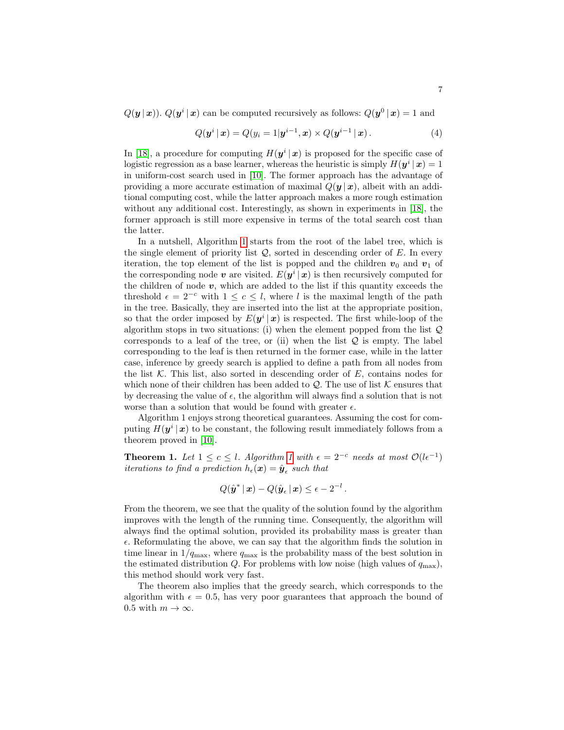$Q(\boldsymbol{y} \,|\, \boldsymbol{x})$). $Q(\boldsymbol{y}^i \,|\, \boldsymbol{x})$ can be computed recursively as follows: $Q(\boldsymbol{y}^0 \,|\, \boldsymbol{x}) = 1$ and

$$Q(\boldsymbol{y}^i \,|\, \boldsymbol{x}) = Q(y_i = 1 | \boldsymbol{y}^{i-1}, \boldsymbol{x}) \times Q(\boldsymbol{y}^{i-1} \,|\, \boldsymbol{x}) \,. \tag{4}$$

In [18], a procedure for computing $H(\boldsymbol{y}^i \,|\, \boldsymbol{x})$ is proposed for the specific case of logistic regression as a base learner, whereas the heuristic is simply $H(\boldsymbol{y}^i \,|\, \boldsymbol{x}) = 1$ in uniform-cost search used in [10]. The former approach has the advantage of providing a more accurate estimation of maximal $Q(\boldsymbol{y} \,|\, \boldsymbol{x})$, albeit with an additional computing cost, while the latter approach makes a more rough estimation without any additional cost. Interestingly, as shown in experiments in [18], the former approach is still more expensive in terms of the total search cost than the latter.

In a nutshell, Algorithm 1 starts from the root of the label tree, which is the single element of priority list $\mathcal{Q}$, sorted in descending order of $E$. In every iteration, the top element of the list is popped and the children $\boldsymbol{v}_0$ and $\boldsymbol{v}_1$ of the corresponding node $\boldsymbol{v}$ are visited. $E(\boldsymbol{y}^i \,|\, \boldsymbol{x})$ is then recursively computed for the children of node $\boldsymbol{v}$, which are added to the list if this quantity exceeds the threshold $\epsilon = 2^{-c}$ with $1 \leq c \leq l$, where $l$ is the maximal length of the path in the tree. Basically, they are inserted into the list at the appropriate position, so that the order imposed by $E(\boldsymbol{y}^i \,|\, \boldsymbol{x})$ is respected. The first while-loop of the algorithm stops in two situations: (i) when the element popped from the list $\mathcal{Q}$ corresponds to a leaf of the tree, or (ii) when the list $\mathcal{Q}$ is empty. The label corresponding to the leaf is then returned in the former case, while in the latter case, inference by greedy search is applied to define a path from all nodes from the list $\mathcal{K}$. This list, also sorted in descending order of $E$, contains nodes for which none of their children has been added to $\mathcal{Q}$. The use of list $\mathcal{K}$ ensures that by decreasing the value of $\epsilon$, the algorithm will always find a solution that is not worse than a solution that would be found with greater $\epsilon$.

Algorithm 1 enjoys strong theoretical guarantees. Assuming the cost for computing $H(\boldsymbol{y}^i \,|\, \boldsymbol{x})$ to be constant, the following result immediately follows from a theorem proved in [10].

**Theorem 1.** *Let $1 \leq c \leq l$. Algorithm 1 with $\epsilon = 2^{-c}$ needs at most $\mathcal{O}(l\epsilon^{-1})$ iterations to find a prediction $h_\epsilon(\boldsymbol{x}) = \hat{\boldsymbol{y}}_\epsilon$ such that*

$$Q(\hat{\boldsymbol{y}}^* \,|\, \boldsymbol{x}) - Q(\hat{\boldsymbol{y}}_\epsilon \,|\, \boldsymbol{x}) \leq \epsilon - 2^{-l} \,.$$

From the theorem, we see that the quality of the solution found by the algorithm improves with the length of the running time. Consequently, the algorithm will always find the optimal solution, provided its probability mass is greater than $\epsilon$. Reformulating the above, we can say that the algorithm finds the solution in time linear in $1/q_{\max}$, where $q_{\max}$ is the probability mass of the best solution in the estimated distribution $Q$. For problems with low noise (high values of $q_{\max}$), this method should work very fast.

The theorem also implies that the greedy search, which corresponds to the algorithm with $\epsilon = 0.5$, has very poor guarantees that approach the bound of 0.5 with $m \to \infty$.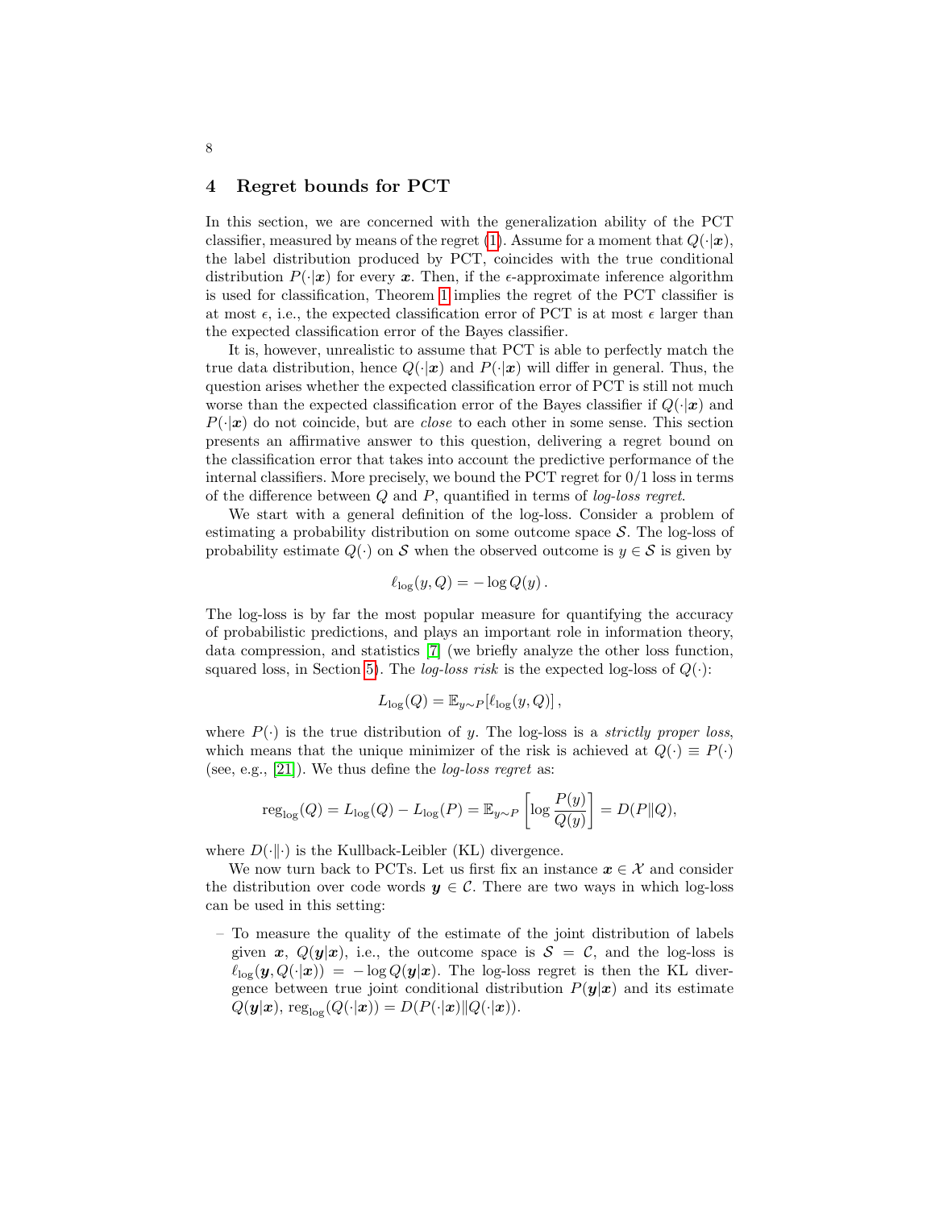## 4 Regret bounds for PCT

In this section, we are concerned with the generalization ability of the PCT classifier, measured by means of the regret (1). Assume for a moment that $Q(\cdot|\boldsymbol{x})$, the label distribution produced by PCT, coincides with the true conditional distribution $P(\cdot|\boldsymbol{x})$ for every $\boldsymbol{x}$. Then, if the $\epsilon$-approximate inference algorithm is used for classification, Theorem 1 implies the regret of the PCT classifier is at most $\epsilon$, i.e., the expected classification error of PCT is at most $\epsilon$ larger than the expected classification error of the Bayes classifier.

It is, however, unrealistic to assume that PCT is able to perfectly match the true data distribution, hence $Q(\cdot|\boldsymbol{x})$ and $P(\cdot|\boldsymbol{x})$ will differ in general. Thus, the question arises whether the expected classification error of PCT is still not much worse than the expected classification error of the Bayes classifier if $Q(\cdot|\boldsymbol{x})$ and $P(\cdot|\boldsymbol{x})$ do not coincide, but are *close* to each other in some sense. This section presents an affirmative answer to this question, delivering a regret bound on the classification error that takes into account the predictive performance of the internal classifiers. More precisely, we bound the PCT regret for 0/1 loss in terms of the difference between $Q$ and $P$, quantified in terms of *log-loss regret*.

We start with a general definition of the log-loss. Consider a problem of estimating a probability distribution on some outcome space $\mathcal{S}$. The log-loss of probability estimate $Q(\cdot)$ on $\mathcal{S}$ when the observed outcome is $y \in \mathcal{S}$ is given by

$$\ell_{\log}(y, Q) = -\log Q(y)\,.$$

The log-loss is by far the most popular measure for quantifying the accuracy of probabilistic predictions, and plays an important role in information theory, data compression, and statistics [7] (we briefly analyze the other loss function, squared loss, in Section 5). The *log-loss risk* is the expected log-loss of $Q(\cdot)$:

$$L_{\log}(Q) = \mathbb{E}_{y \sim P}[\ell_{\log}(y, Q)]\,,$$

where $P(\cdot)$ is the true distribution of $y$. The log-loss is a *strictly proper loss*, which means that the unique minimizer of the risk is achieved at $Q(\cdot) \equiv P(\cdot)$ (see, e.g., [21]). We thus define the *log-loss regret* as:

$$\mathrm{reg}_{\log}(Q) = L_{\log}(Q) - L_{\log}(P) = \mathbb{E}_{y \sim P}\left[\log \frac{P(y)}{Q(y)}\right] = D(P\|Q),$$

where $D(\cdot\|\cdot)$ is the Kullback-Leibler (KL) divergence.

We now turn back to PCTs. Let us first fix an instance $\boldsymbol{x} \in \mathcal{X}$ and consider the distribution over code words $\boldsymbol{y} \in \mathcal{C}$. There are two ways in which log-loss can be used in this setting:

– To measure the quality of the estimate of the joint distribution of labels given $\boldsymbol{x}$, $Q(\boldsymbol{y}|\boldsymbol{x})$, i.e., the outcome space is $\mathcal{S} = \mathcal{C}$, and the log-loss is $\ell_{\log}(\boldsymbol{y}, Q(\cdot|\boldsymbol{x})) = -\log Q(\boldsymbol{y}|\boldsymbol{x})$. The log-loss regret is then the KL divergence between true joint conditional distribution $P(\boldsymbol{y}|\boldsymbol{x})$ and its estimate $Q(\boldsymbol{y}|\boldsymbol{x})$, $\mathrm{reg}_{\log}(Q(\cdot|\boldsymbol{x})) = D(P(\cdot|\boldsymbol{x})\|Q(\cdot|\boldsymbol{x}))$.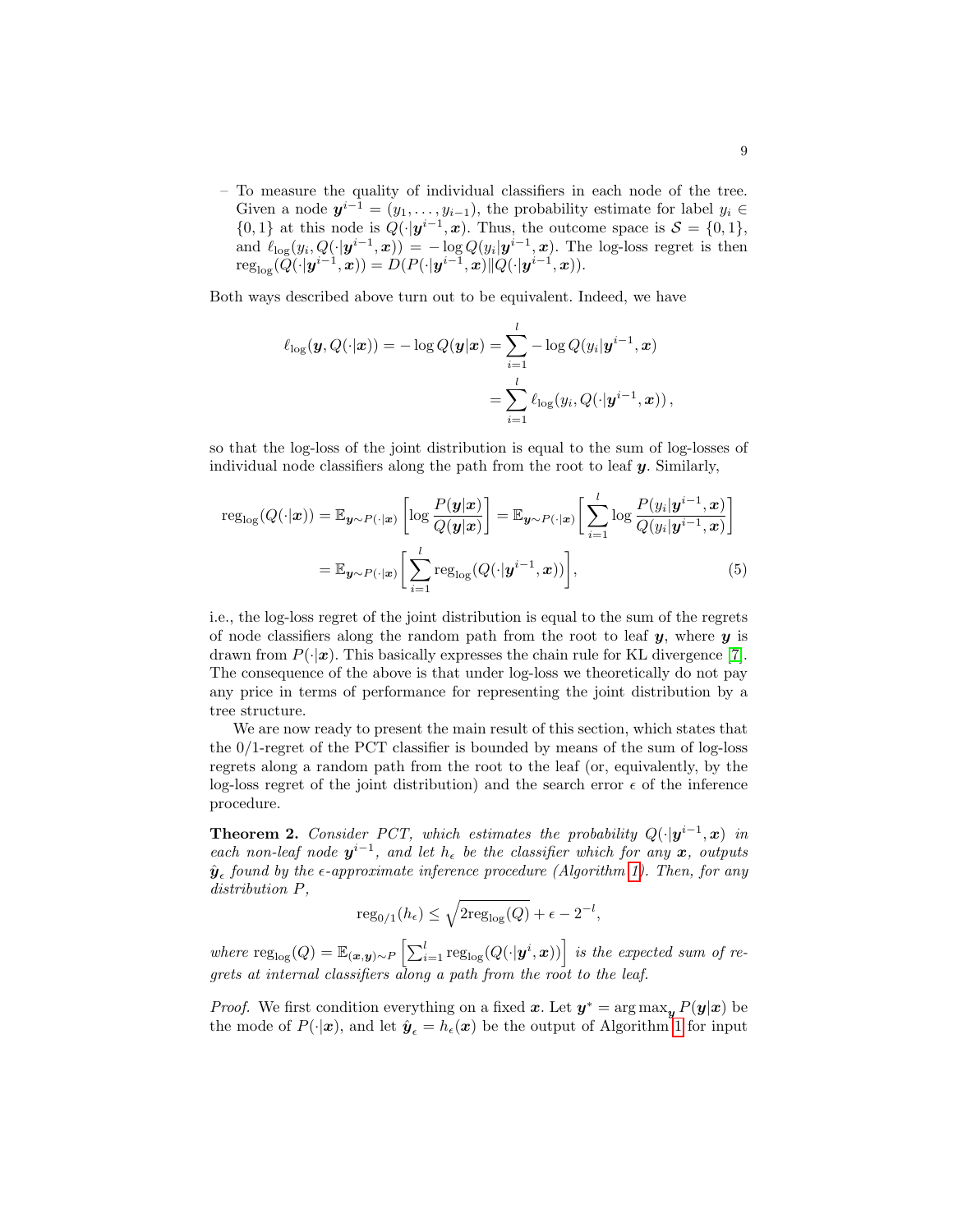– To measure the quality of individual classifiers in each node of the tree. Given a node $\boldsymbol{y}^{i-1} = (y_1, \ldots, y_{i-1})$, the probability estimate for label $y_i \in \{0, 1\}$ at this node is $Q(\cdot|\boldsymbol{y}^{i-1}, \boldsymbol{x})$. Thus, the outcome space is $\mathcal{S} = \{0, 1\}$, and $\ell_{\log}(y_i, Q(\cdot|\boldsymbol{y}^{i-1}, \boldsymbol{x})) = -\log Q(y_i|\boldsymbol{y}^{i-1}, \boldsymbol{x})$. The log-loss regret is then $\mathrm{reg}_{\log}(Q(\cdot|\boldsymbol{y}^{i-1}, \boldsymbol{x})) = D(P(\cdot|\boldsymbol{y}^{i-1}, \boldsymbol{x}) \| Q(\cdot|\boldsymbol{y}^{i-1}, \boldsymbol{x}))$.

Both ways described above turn out to be equivalent. Indeed, we have

$$
\begin{aligned}
\ell_{\log}(\boldsymbol{y}, Q(\cdot|\boldsymbol{x})) = -\log Q(\boldsymbol{y}|\boldsymbol{x}) &= \sum_{i=1}^{l} -\log Q(y_i|\boldsymbol{y}^{i-1}, \boldsymbol{x}) \\
&= \sum_{i=1}^{l} \ell_{\log}(y_i, Q(\cdot|\boldsymbol{y}^{i-1}, \boldsymbol{x})),
\end{aligned}
$$

so that the log-loss of the joint distribution is equal to the sum of log-losses of individual node classifiers along the path from the root to leaf $\boldsymbol{y}$. Similarly,

$$
\begin{aligned}
\mathrm{reg}_{\log}(Q(\cdot|\boldsymbol{x})) = \mathbb{E}_{\boldsymbol{y}\sim P(\cdot|\boldsymbol{x})}\left[\log \frac{P(\boldsymbol{y}|\boldsymbol{x})}{Q(\boldsymbol{y}|\boldsymbol{x})}\right] &= \mathbb{E}_{\boldsymbol{y}\sim P(\cdot|\boldsymbol{x})}\bigg[\sum_{i=1}^{l} \log \frac{P(y_i|\boldsymbol{y}^{i-1}, \boldsymbol{x})}{Q(y_i|\boldsymbol{y}^{i-1}, \boldsymbol{x})}\bigg] \\
&= \mathbb{E}_{\boldsymbol{y}\sim P(\cdot|\boldsymbol{x})}\bigg[\sum_{i=1}^{l} \mathrm{reg}_{\log}(Q(\cdot|\boldsymbol{y}^{i-1}, \boldsymbol{x}))\bigg],
\end{aligned} \tag{5}
$$

i.e., the log-loss regret of the joint distribution is equal to the sum of the regrets of node classifiers along the random path from the root to leaf $\boldsymbol{y}$, where $\boldsymbol{y}$ is drawn from $P(\cdot|\boldsymbol{x})$. This basically expresses the chain rule for KL divergence [7]. The consequence of the above is that under log-loss we theoretically do not pay any price in terms of performance for representing the joint distribution by a tree structure.

We are now ready to present the main result of this section, which states that the 0/1-regret of the PCT classifier is bounded by means of the sum of log-loss regrets along a random path from the root to the leaf (or, equivalently, by the log-loss regret of the joint distribution) and the search error $\epsilon$ of the inference procedure.

**Theorem 2.** *Consider PCT, which estimates the probability $Q(\cdot|\boldsymbol{y}^{i-1}, \boldsymbol{x})$ in each non-leaf node $\boldsymbol{y}^{i-1}$, and let $h_\epsilon$ be the classifier which for any $\boldsymbol{x}$, outputs $\hat{\boldsymbol{y}}_\epsilon$ found by the $\epsilon$-approximate inference procedure (Algorithm 1). Then, for any distribution $P$,*

$$
\mathrm{reg}_{0/1}(h_\epsilon) \leq \sqrt{2\mathrm{reg}_{\log}(Q)} + \epsilon - 2^{-l},
$$

*where $\mathrm{reg}_{\log}(Q) = \mathbb{E}_{(\boldsymbol{x},\boldsymbol{y})\sim P}\left[\sum_{i=1}^{l} \mathrm{reg}_{\log}(Q(\cdot|\boldsymbol{y}^{i}, \boldsymbol{x}))\right]$ is the expected sum of regrets at internal classifiers along a path from the root to the leaf.*

*Proof.* We first condition everything on a fixed $\boldsymbol{x}$. Let $\boldsymbol{y}^* = \arg\max_{\boldsymbol{y}} P(\boldsymbol{y}|\boldsymbol{x})$ be the mode of $P(\cdot|\boldsymbol{x})$, and let $\hat{\boldsymbol{y}}_\epsilon = h_\epsilon(\boldsymbol{x})$ be the output of Algorithm 1 for input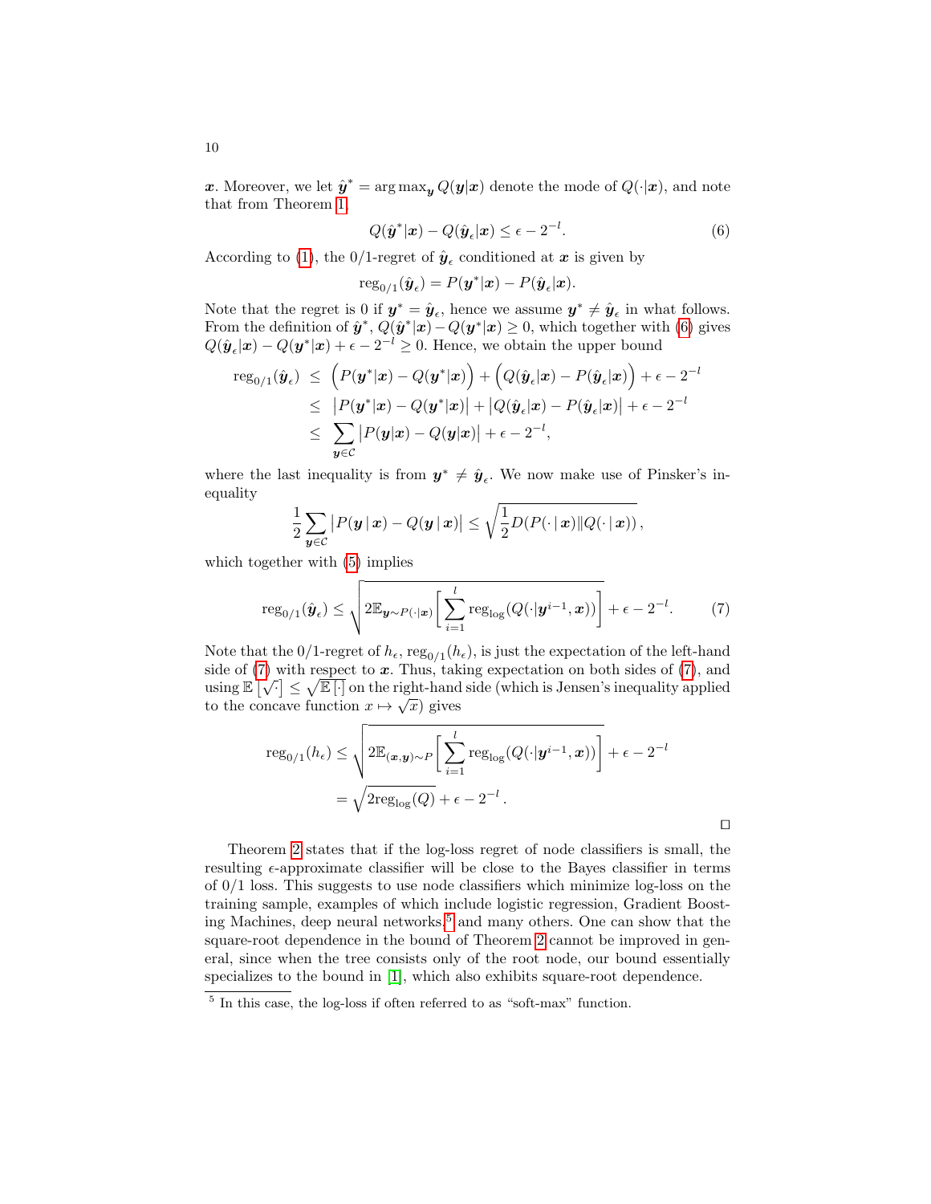$\boldsymbol{x}$. Moreover, we let $\hat{\boldsymbol{y}}^* = \arg\max_{\boldsymbol{y}} Q(\boldsymbol{y}|\boldsymbol{x})$ denote the mode of $Q(\cdot|\boldsymbol{x})$, and note that from Theorem 1,

$$Q(\hat{\boldsymbol{y}}^*|\boldsymbol{x}) - Q(\hat{\boldsymbol{y}}_\epsilon|\boldsymbol{x}) \leq \epsilon - 2^{-l}. \tag{6}$$

According to (1), the 0/1-regret of $\hat{\boldsymbol{y}}_\epsilon$ conditioned at $\boldsymbol{x}$ is given by

$$\mathrm{reg}_{0/1}(\hat{\boldsymbol{y}}_\epsilon) = P(\boldsymbol{y}^*|\boldsymbol{x}) - P(\hat{\boldsymbol{y}}_\epsilon|\boldsymbol{x}).$$

Note that the regret is 0 if $\boldsymbol{y}^* = \hat{\boldsymbol{y}}_\epsilon$, hence we assume $\boldsymbol{y}^* \neq \hat{\boldsymbol{y}}_\epsilon$ in what follows. From the definition of $\hat{\boldsymbol{y}}^*$, $Q(\hat{\boldsymbol{y}}^*|\boldsymbol{x}) - Q(\boldsymbol{y}^*|\boldsymbol{x}) \geq 0$, which together with (6) gives $Q(\hat{\boldsymbol{y}}_\epsilon|\boldsymbol{x}) - Q(\boldsymbol{y}^*|\boldsymbol{x}) + \epsilon - 2^{-l} \geq 0$. Hence, we obtain the upper bound

$$\begin{aligned}
\mathrm{reg}_{0/1}(\hat{\boldsymbol{y}}_\epsilon) &\leq \Big(P(\boldsymbol{y}^*|\boldsymbol{x}) - Q(\boldsymbol{y}^*|\boldsymbol{x})\Big) + \Big(Q(\hat{\boldsymbol{y}}_\epsilon|\boldsymbol{x}) - P(\hat{\boldsymbol{y}}_\epsilon|\boldsymbol{x})\Big) + \epsilon - 2^{-l} \\
&\leq \big|P(\boldsymbol{y}^*|\boldsymbol{x}) - Q(\boldsymbol{y}^*|\boldsymbol{x})\big| + \big|Q(\hat{\boldsymbol{y}}_\epsilon|\boldsymbol{x}) - P(\hat{\boldsymbol{y}}_\epsilon|\boldsymbol{x})\big| + \epsilon - 2^{-l} \\
&\leq \sum_{\boldsymbol{y} \in \mathcal{C}} \big|P(\boldsymbol{y}|\boldsymbol{x}) - Q(\boldsymbol{y}|\boldsymbol{x})\big| + \epsilon - 2^{-l},
\end{aligned}$$

where the last inequality is from $\boldsymbol{y}^* \neq \hat{\boldsymbol{y}}_\epsilon$. We now make use of Pinsker's inequality

$$\frac{1}{2}\sum_{\boldsymbol{y} \in \mathcal{C}} \big|P(\boldsymbol{y}\,|\,\boldsymbol{x}) - Q(\boldsymbol{y}\,|\,\boldsymbol{x})\big| \leq \sqrt{\frac{1}{2} D(P(\cdot\,|\,\boldsymbol{x}) \| Q(\cdot\,|\,\boldsymbol{x}))}\,,$$

which together with (5) implies

$$\mathrm{reg}_{0/1}(\hat{\boldsymbol{y}}_\epsilon) \leq \sqrt{2\mathbb{E}_{\boldsymbol{y} \sim P(\cdot|\boldsymbol{x})}\left[\sum_{i=1}^{l} \mathrm{reg}_{\log}(Q(\cdot|\boldsymbol{y}^{i-1}, \boldsymbol{x}))\right]} + \epsilon - 2^{-l}. \tag{7}$$

Note that the 0/1-regret of $h_\epsilon$, $\mathrm{reg}_{0/1}(h_\epsilon)$, is just the expectation of the left-hand side of (7) with respect to $\boldsymbol{x}$. Thus, taking expectation on both sides of (7), and using $\mathbb{E}\left[\sqrt{\cdot}\right] \leq \sqrt{\mathbb{E}\left[\cdot\right]}$ on the right-hand side (which is Jensen's inequality applied to the concave function $x \mapsto \sqrt{x}$) gives

$$\begin{aligned}
\mathrm{reg}_{0/1}(h_\epsilon) &\leq \sqrt{2\mathbb{E}_{(\boldsymbol{x},\boldsymbol{y}) \sim P}\left[\sum_{i=1}^{l} \mathrm{reg}_{\log}(Q(\cdot|\boldsymbol{y}^{i-1}, \boldsymbol{x}))\right]} + \epsilon - 2^{-l} \\
&= \sqrt{2\mathrm{reg}_{\log}(Q)} + \epsilon - 2^{-l}\,.
\end{aligned}$$

□

Theorem 2 states that if the log-loss regret of node classifiers is small, the resulting $\epsilon$-approximate classifier will be close to the Bayes classifier in terms of 0/1 loss. This suggests to use node classifiers which minimize log-loss on the training sample, examples of which include logistic regression, Gradient Boosting Machines, deep neural networks,[5] and many others. One can show that the square-root dependence in the bound of Theorem 2 cannot be improved in general, since when the tree consists only of the root node, our bound essentially specializes to the bound in [1], which also exhibits square-root dependence.

[5] In this case, the log-loss if often referred to as "soft-max" function.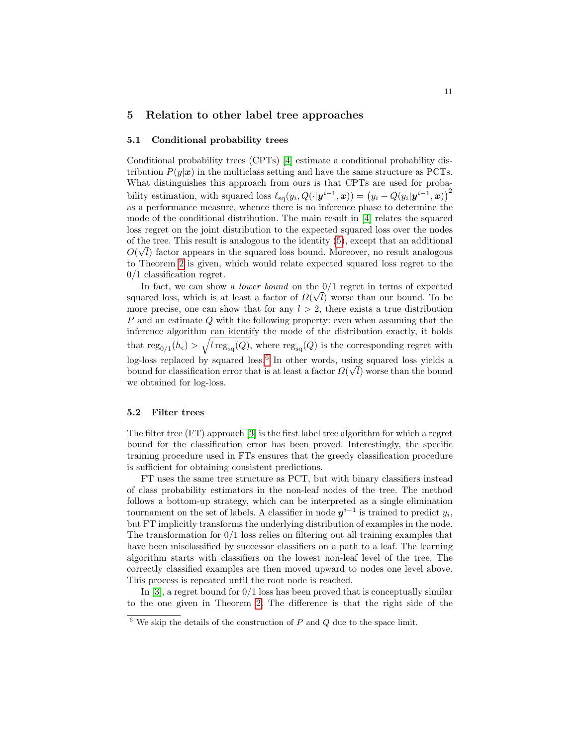## 5 Relation to other label tree approaches

### 5.1 Conditional probability trees

Conditional probability trees (CPTs) [4] estimate a conditional probability distribution $P(y|\boldsymbol{x})$ in the multiclass setting and have the same structure as PCTs. What distinguishes this approach from ours is that CPTs are used for probability estimation, with squared loss $\ell_{\text{sq}}(y_i, Q(\cdot|\boldsymbol{y}^{i-1}, \boldsymbol{x})) = \left(y_i - Q(y_i|\boldsymbol{y}^{i-1}, \boldsymbol{x})\right)^2$ as a performance measure, whence there is no inference phase to determine the mode of the conditional distribution. The main result in [4] relates the squared loss regret on the joint distribution to the expected squared loss over the nodes of the tree. This result is analogous to the identity (5), except that an additional $O(\sqrt{l})$ factor appears in the squared loss bound. Moreover, no result analogous to Theorem 2 is given, which would relate expected squared loss regret to the 0/1 classification regret.

In fact, we can show a *lower bound* on the 0/1 regret in terms of expected squared loss, which is at least a factor of $\Omega(\sqrt{l})$ worse than our bound. To be more precise, one can show that for any $l > 2$, there exists a true distribution $P$ and an estimate $Q$ with the following property: even when assuming that the inference algorithm can identify the mode of the distribution exactly, it holds that $\mathrm{reg}_{0/1}(h_\epsilon) > \sqrt{l\,\mathrm{reg}_{\text{sq}}(Q)}$, where $\mathrm{reg}_{\text{sq}}(Q)$ is the corresponding regret with log-loss replaced by squared loss.[6] In other words, using squared loss yields a bound for classification error that is at least a factor $\Omega(\sqrt{l})$ worse than the bound we obtained for log-loss.

### 5.2 Filter trees

The filter tree (FT) approach [3] is the first label tree algorithm for which a regret bound for the classification error has been proved. Interestingly, the specific training procedure used in FTs ensures that the greedy classification procedure is sufficient for obtaining consistent predictions.

FT uses the same tree structure as PCT, but with binary classifiers instead of class probability estimators in the non-leaf nodes of the tree. The method follows a bottom-up strategy, which can be interpreted as a single elimination tournament on the set of labels. A classifier in node $\boldsymbol{y}^{i-1}$ is trained to predict $y_i$, but FT implicitly transforms the underlying distribution of examples in the node. The transformation for 0/1 loss relies on filtering out all training examples that have been misclassified by successor classifiers on a path to a leaf. The learning algorithm starts with classifiers on the lowest non-leaf level of the tree. The correctly classified examples are then moved upward to nodes one level above. This process is repeated until the root node is reached.

In [3], a regret bound for 0/1 loss has been proved that is conceptually similar to the one given in Theorem 2. The difference is that the right side of the

[6] We skip the details of the construction of $P$ and $Q$ due to the space limit.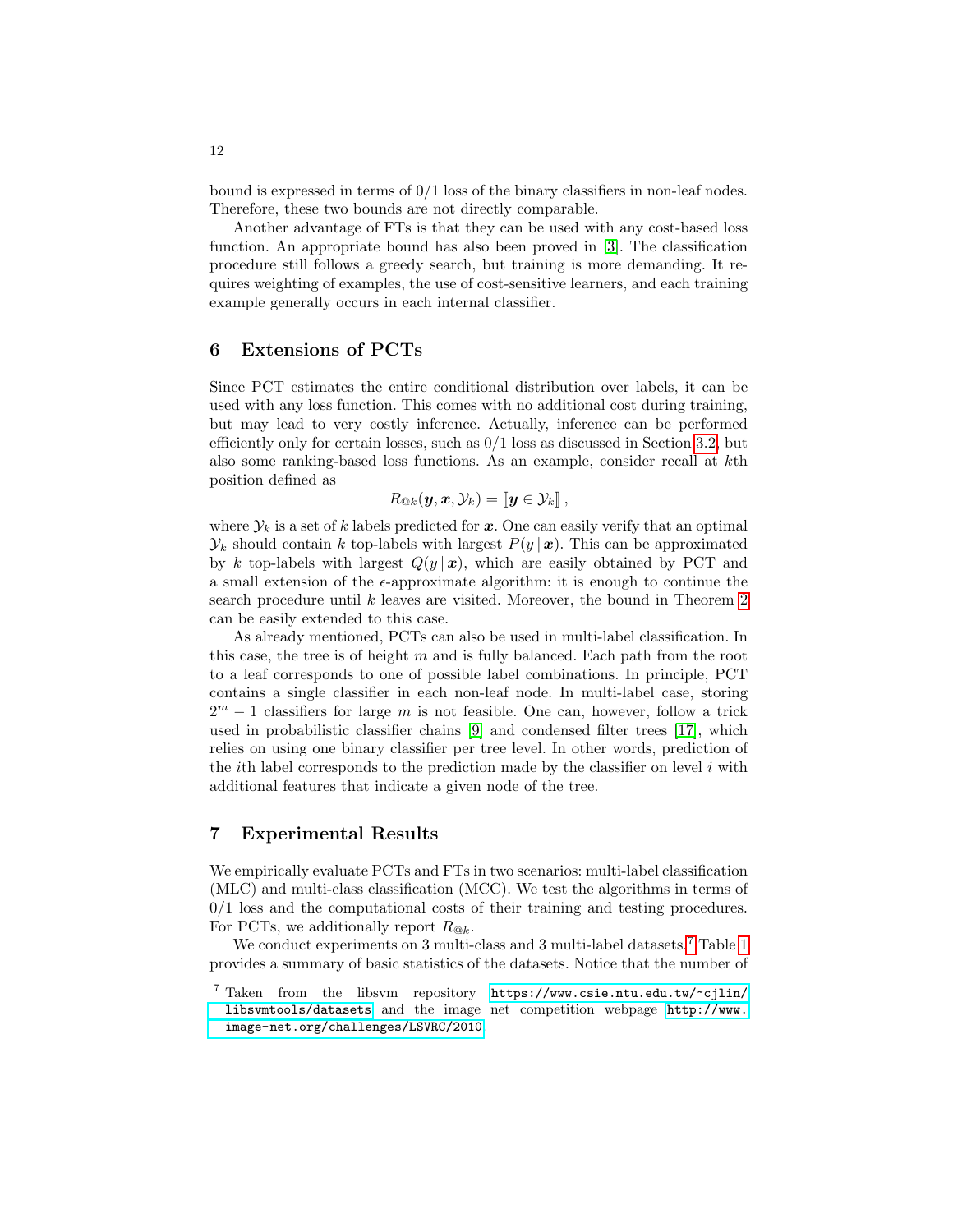bound is expressed in terms of 0/1 loss of the binary classifiers in non-leaf nodes. Therefore, these two bounds are not directly comparable.

Another advantage of FTs is that they can be used with any cost-based loss function. An appropriate bound has also been proved in [3]. The classification procedure still follows a greedy search, but training is more demanding. It requires weighting of examples, the use of cost-sensitive learners, and each training example generally occurs in each internal classifier.

## 6 Extensions of PCTs

Since PCT estimates the entire conditional distribution over labels, it can be used with any loss function. This comes with no additional cost during training, but may lead to very costly inference. Actually, inference can be performed efficiently only for certain losses, such as 0/1 loss as discussed in Section 3.2, but also some ranking-based loss functions. As an example, consider recall at $k$th position defined as

$$R_{@k}(\boldsymbol{y}, \boldsymbol{x}, \mathcal{Y}_k) = [\![ \boldsymbol{y} \in \mathcal{Y}_k ]\!] \,,$$

where $\mathcal{Y}_k$ is a set of $k$ labels predicted for $\boldsymbol{x}$. One can easily verify that an optimal $\mathcal{Y}_k$ should contain $k$ top-labels with largest $P(y \,|\, \boldsymbol{x})$. This can be approximated by $k$ top-labels with largest $Q(y \,|\, \boldsymbol{x})$, which are easily obtained by PCT and a small extension of the $\epsilon$-approximate algorithm: it is enough to continue the search procedure until $k$ leaves are visited. Moreover, the bound in Theorem 2 can be easily extended to this case.

As already mentioned, PCTs can also be used in multi-label classification. In this case, the tree is of height $m$ and is fully balanced. Each path from the root to a leaf corresponds to one of possible label combinations. In principle, PCT contains a single classifier in each non-leaf node. In multi-label case, storing $2^m - 1$ classifiers for large $m$ is not feasible. One can, however, follow a trick used in probabilistic classifier chains [9] and condensed filter trees [17], which relies on using one binary classifier per tree level. In other words, prediction of the $i$th label corresponds to the prediction made by the classifier on level $i$ with additional features that indicate a given node of the tree.

## 7 Experimental Results

We empirically evaluate PCTs and FTs in two scenarios: multi-label classification (MLC) and multi-class classification (MCC). We test the algorithms in terms of 0/1 loss and the computational costs of their training and testing procedures. For PCTs, we additionally report $R_{@k}$.

We conduct experiments on 3 multi-class and 3 multi-label datasets.[7] Table 1 provides a summary of basic statistics of the datasets. Notice that the number of

[7] Taken from the libsvm repository https://www.csie.ntu.edu.tw/~cjlin/libsvmtools/datasets and the image net competition webpage http://www.image-net.org/challenges/LSVRC/2010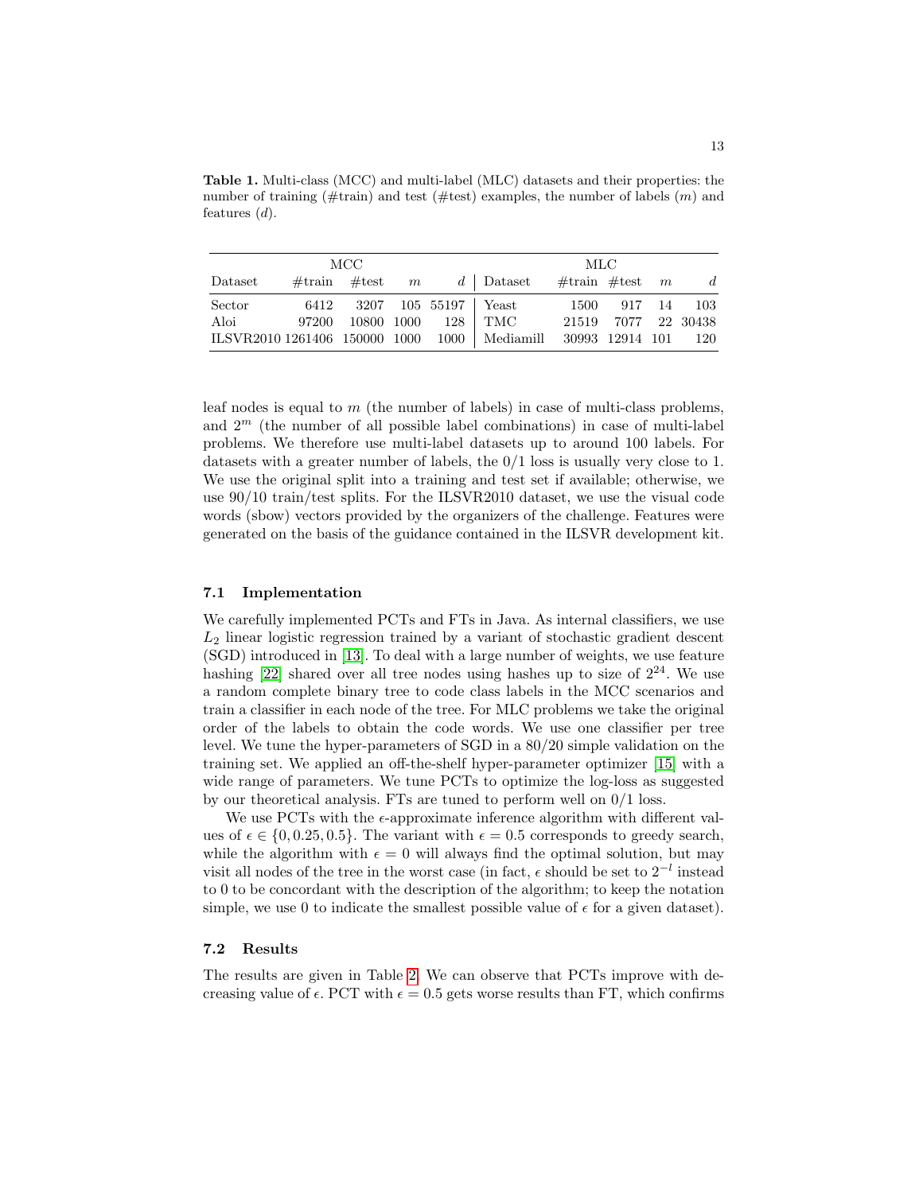**Table 1.** Multi-class (MCC) and multi-label (MLC) datasets and their properties: the number of training (#train) and test (#test) examples, the number of labels ($m$) and features ($d$).

| MCC | | | | | MLC | | | | |
|---|---|---|---|---|---|---|---|---|---|
| Dataset | #train | #test | $m$ | $d$ | Dataset | #train | #test | $m$ | $d$ |
| Sector | 6412 | 3207 | 105 | 55197 | Yeast | 1500 | 917 | 14 | 103 |
| Aloi | 97200 | 10800 | 1000 | 128 | TMC | 21519 | 7077 | 22 | 30438 |
| ILSVR2010 | 1261406 | 150000 | 1000 | 1000 | Mediamill | 30993 | 12914 | 101 | 120 |

leaf nodes is equal to $m$ (the number of labels) in case of multi-class problems, and $2^m$ (the number of all possible label combinations) in case of multi-label problems. We therefore use multi-label datasets up to around 100 labels. For datasets with a greater number of labels, the 0/1 loss is usually very close to 1. We use the original split into a training and test set if available; otherwise, we use 90/10 train/test splits. For the ILSVR2010 dataset, we use the visual code words (sbow) vectors provided by the organizers of the challenge. Features were generated on the basis of the guidance contained in the ILSVR development kit.

### 7.1 Implementation

We carefully implemented PCTs and FTs in Java. As internal classifiers, we use $L_2$ linear logistic regression trained by a variant of stochastic gradient descent (SGD) introduced in [13]. To deal with a large number of weights, we use feature hashing [22] shared over all tree nodes using hashes up to size of $2^{24}$. We use a random complete binary tree to code class labels in the MCC scenarios and train a classifier in each node of the tree. For MLC problems we take the original order of the labels to obtain the code words. We use one classifier per tree level. We tune the hyper-parameters of SGD in a 80/20 simple validation on the training set. We applied an off-the-shelf hyper-parameter optimizer [15] with a wide range of parameters. We tune PCTs to optimize the log-loss as suggested by our theoretical analysis. FTs are tuned to perform well on 0/1 loss.

We use PCTs with the $\epsilon$-approximate inference algorithm with different values of $\epsilon \in \{0, 0.25, 0.5\}$. The variant with $\epsilon = 0.5$ corresponds to greedy search, while the algorithm with $\epsilon = 0$ will always find the optimal solution, but may visit all nodes of the tree in the worst case (in fact, $\epsilon$ should be set to $2^{-l}$ instead to 0 to be concordant with the description of the algorithm; to keep the notation simple, we use 0 to indicate the smallest possible value of $\epsilon$ for a given dataset).

### 7.2 Results

The results are given in Table 2. We can observe that PCTs improve with decreasing value of $\epsilon$. PCT with $\epsilon = 0.5$ gets worse results than FT, which confirms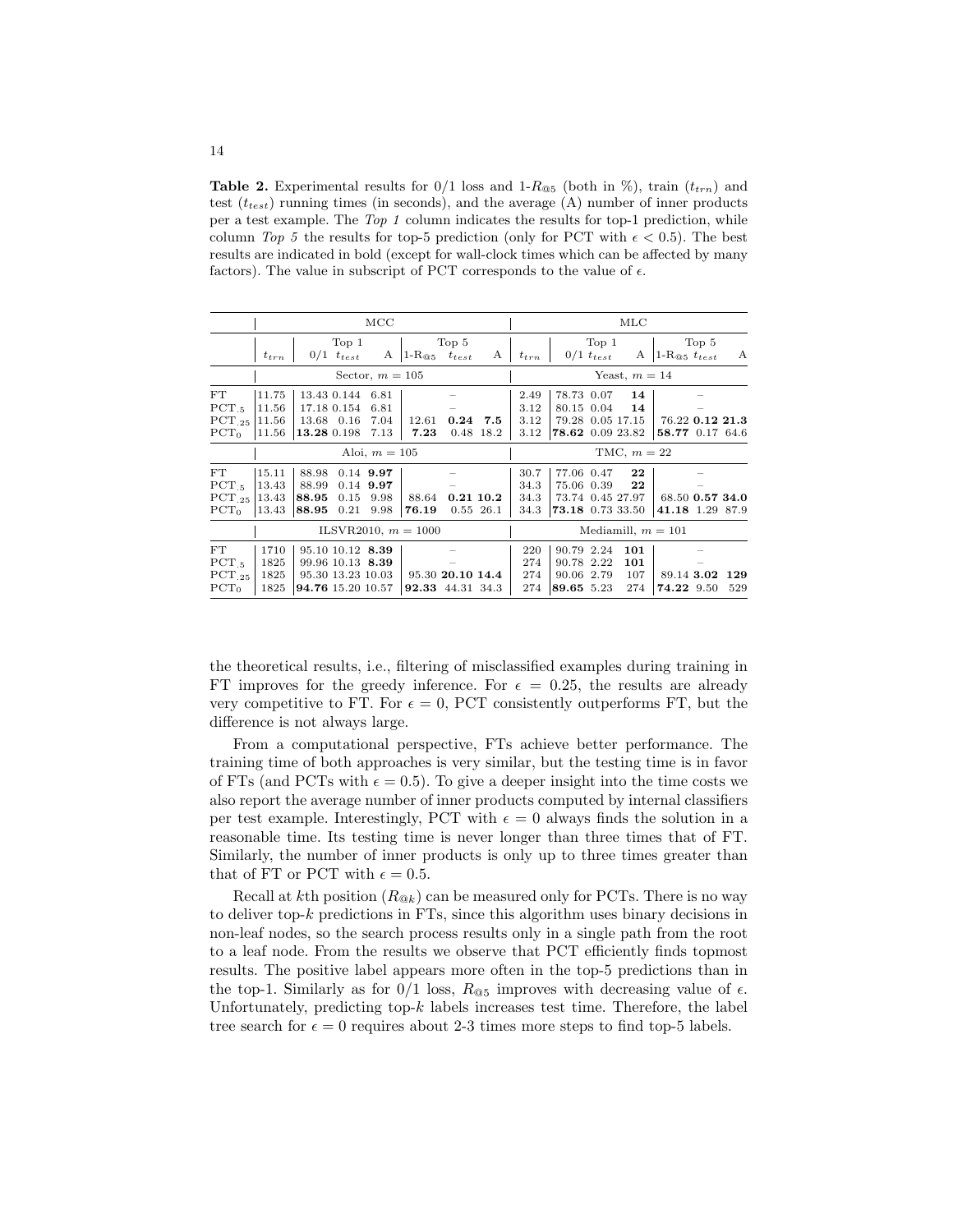**Table 2.** Experimental results for 0/1 loss and 1-$R_{@5}$ (both in %), train ($t_{trn}$) and test ($t_{test}$) running times (in seconds), and the average (A) number of inner products per a test example. The *Top 1* column indicates the results for top-1 prediction, while column *Top 5* the results for top-5 prediction (only for PCT with $\epsilon < 0.5$). The best results are indicated in bold (except for wall-clock times which can be affected by many factors). The value in subscript of PCT corresponds to the value of $\epsilon$.

| | MCC | | | | | | | MLC | | | | | | |
|---|---|---|---|---|---|---|---|---|---|---|---|---|---|---|
| | | Top 1 | | | Top 5 | | | | Top 1 | | | Top 5 | | |
| | $t_{trn}$ | 0/1 | $t_{test}$ | A | 1-$R_{@5}$ | $t_{test}$ | A | $t_{trn}$ | 0/1 | $t_{test}$ | A | 1-$R_{@5}$ | $t_{test}$ | A |
| | Sector, $m = 105$ | | | | | | | Yeast, $m = 14$ | | | | | | |
| FT | 11.75 | 13.43 | 0.144 | 6.81 | | – | | 2.49 | 78.73 | 0.07 | **14** | | – | |
| PCT$_{.5}$ | 11.56 | 17.18 | 0.154 | 6.81 | | – | | 3.12 | 80.15 | 0.04 | **14** | | – | |
| PCT$_{.25}$ | 11.56 | 13.68 | 0.16 | 7.04 | 12.61 | **0.24** | **7.5** | 3.12 | 79.28 | 0.05 | 17.15 | 76.22 | **0.12** | **21.3** |
| PCT$_{0}$ | 11.56 | **13.28** | 0.198 | 7.13 | **7.23** | 0.48 | 18.2 | 3.12 | **78.62** | 0.09 | 23.82 | **58.77** | 0.17 | 64.6 |
| | Aloi, $m = 105$ | | | | | | | TMC, $m = 22$ | | | | | | |
| FT | 15.11 | 88.98 | 0.14 | **9.97** | | – | | 30.7 | 77.06 | 0.47 | **22** | | – | |
| PCT$_{.5}$ | 13.43 | 88.99 | 0.14 | **9.97** | | – | | 34.3 | 75.06 | 0.39 | **22** | | – | |
| PCT$_{.25}$ | 13.43 | **88.95** | 0.15 | 9.98 | 88.64 | **0.21** | **10.2** | 34.3 | 73.74 | 0.45 | 27.97 | 68.50 | **0.57** | **34.0** |
| PCT$_{0}$ | 13.43 | **88.95** | 0.21 | 9.98 | **76.19** | 0.55 | 26.1 | 34.3 | **73.18** | 0.73 | 33.50 | **41.18** | 1.29 | 87.9 |
| | ILSVR2010, $m = 1000$ | | | | | | | Mediamill, $m = 101$ | | | | | | |
| FT | 1710 | 95.10 | 10.12 | **8.39** | | – | | 220 | 90.79 | 2.24 | **101** | | – | |
| PCT$_{.5}$ | 1825 | 99.96 | 10.13 | **8.39** | | – | | 274 | 90.78 | 2.22 | **101** | | – | |
| PCT$_{.25}$ | 1825 | 95.30 | 13.23 | 10.03 | 95.30 | **20.10** | **14.4** | 274 | 90.06 | 2.79 | 107 | 89.14 | **3.02** | **129** |
| PCT$_{0}$ | 1825 | **94.76** | 15.20 | 10.57 | **92.33** | 44.31 | 34.3 | 274 | **89.65** | 5.23 | 274 | **74.22** | 9.50 | 529 |

the theoretical results, i.e., filtering of misclassified examples during training in FT improves for the greedy inference. For $\epsilon = 0.25$, the results are already very competitive to FT. For $\epsilon = 0$, PCT consistently outperforms FT, but the difference is not always large.

From a computational perspective, FTs achieve better performance. The training time of both approaches is very similar, but the testing time is in favor of FTs (and PCTs with $\epsilon = 0.5$). To give a deeper insight into the time costs we also report the average number of inner products computed by internal classifiers per test example. Interestingly, PCT with $\epsilon = 0$ always finds the solution in a reasonable time. Its testing time is never longer than three times that of FT. Similarly, the number of inner products is only up to three times greater than that of FT or PCT with $\epsilon = 0.5$.

Recall at $k$th position ($R_{@k}$) can be measured only for PCTs. There is no way to deliver top-$k$ predictions in FTs, since this algorithm uses binary decisions in non-leaf nodes, so the search process results only in a single path from the root to a leaf node. From the results we observe that PCT efficiently finds topmost results. The positive label appears more often in the top-5 predictions than in the top-1. Similarly as for 0/1 loss, $R_{@5}$ improves with decreasing value of $\epsilon$. Unfortunately, predicting top-$k$ labels increases test time. Therefore, the label tree search for $\epsilon = 0$ requires about 2-3 times more steps to find top-5 labels.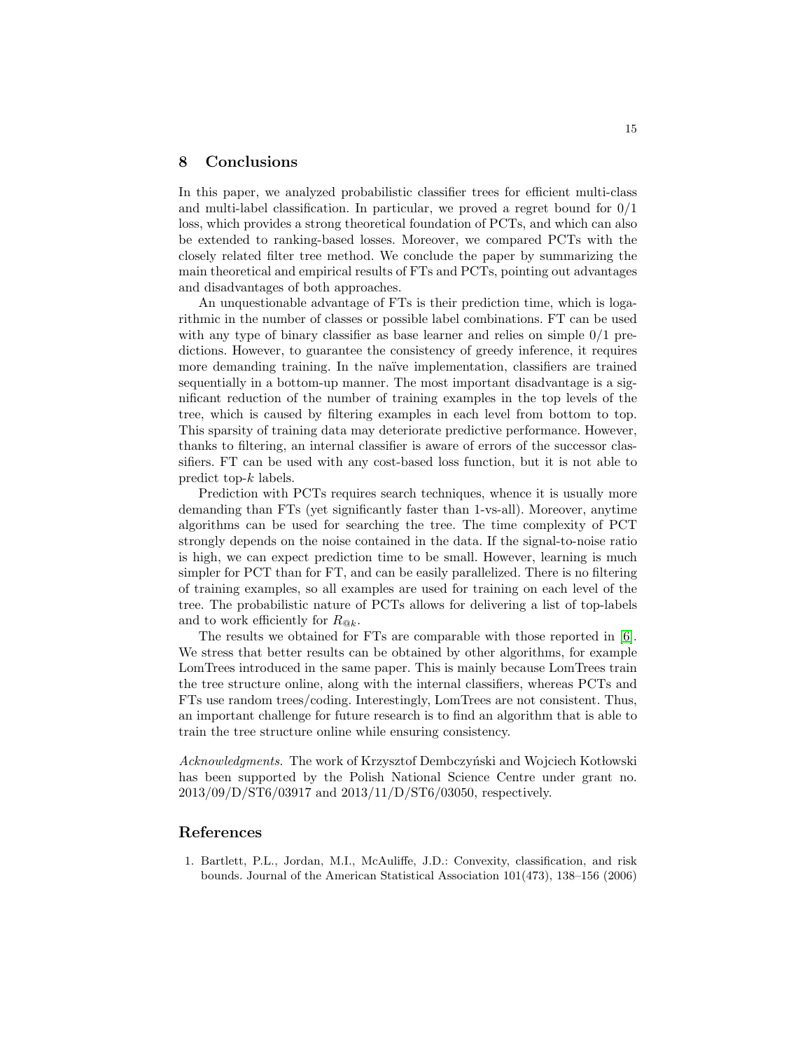## 8 Conclusions

In this paper, we analyzed probabilistic classifier trees for efficient multi-class and multi-label classification. In particular, we proved a regret bound for 0/1 loss, which provides a strong theoretical foundation of PCTs, and which can also be extended to ranking-based losses. Moreover, we compared PCTs with the closely related filter tree method. We conclude the paper by summarizing the main theoretical and empirical results of FTs and PCTs, pointing out advantages and disadvantages of both approaches.

An unquestionable advantage of FTs is their prediction time, which is logarithmic in the number of classes or possible label combinations. FT can be used with any type of binary classifier as base learner and relies on simple 0/1 predictions. However, to guarantee the consistency of greedy inference, it requires more demanding training. In the naïve implementation, classifiers are trained sequentially in a bottom-up manner. The most important disadvantage is a significant reduction of the number of training examples in the top levels of the tree, which is caused by filtering examples in each level from bottom to top. This sparsity of training data may deteriorate predictive performance. However, thanks to filtering, an internal classifier is aware of errors of the successor classifiers. FT can be used with any cost-based loss function, but it is not able to predict top-$k$ labels.

Prediction with PCTs requires search techniques, whence it is usually more demanding than FTs (yet significantly faster than 1-vs-all). Moreover, anytime algorithms can be used for searching the tree. The time complexity of PCT strongly depends on the noise contained in the data. If the signal-to-noise ratio is high, we can expect prediction time to be small. However, learning is much simpler for PCT than for FT, and can be easily parallelized. There is no filtering of training examples, so all examples are used for training on each level of the tree. The probabilistic nature of PCTs allows for delivering a list of top-labels and to work efficiently for $R_{@k}$.

The results we obtained for FTs are comparable with those reported in [6]. We stress that better results can be obtained by other algorithms, for example LomTrees introduced in the same paper. This is mainly because LomTrees train the tree structure online, along with the internal classifiers, whereas PCTs and FTs use random trees/coding. Interestingly, LomTrees are not consistent. Thus, an important challenge for future research is to find an algorithm that is able to train the tree structure online while ensuring consistency.

*Acknowledgments.* The work of Krzysztof Dembczyński and Wojciech Kotłowski has been supported by the Polish National Science Centre under grant no. 2013/09/D/ST6/03917 and 2013/11/D/ST6/03050, respectively.

## References

1. Bartlett, P.L., Jordan, M.I., McAuliffe, J.D.: Convexity, classification, and risk bounds. Journal of the American Statistical Association 101(473), 138–156 (2006)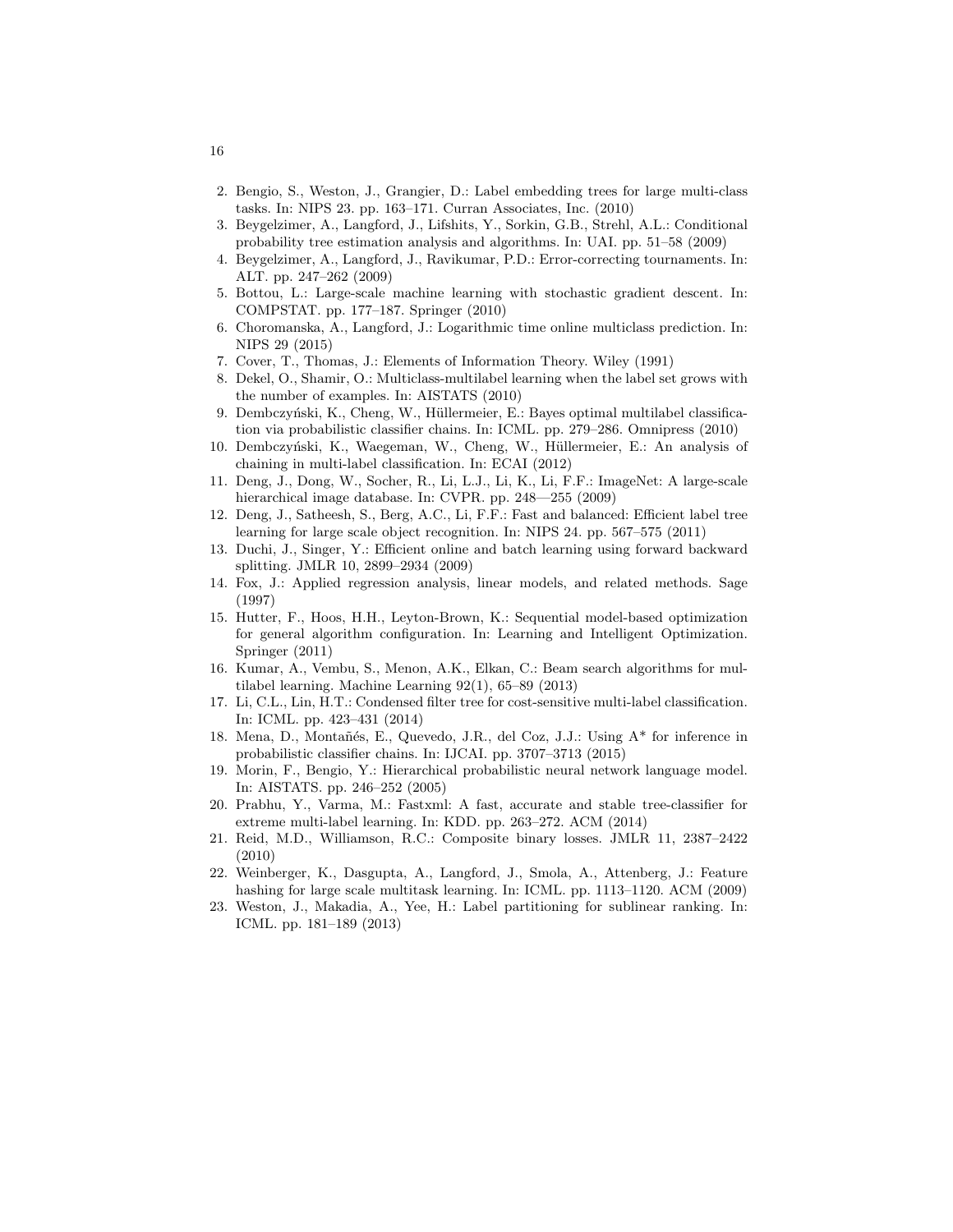2. Bengio, S., Weston, J., Grangier, D.: Label embedding trees for large multi-class tasks. In: NIPS 23. pp. 163–171. Curran Associates, Inc. (2010)
3. Beygelzimer, A., Langford, J., Lifshits, Y., Sorkin, G.B., Strehl, A.L.: Conditional probability tree estimation analysis and algorithms. In: UAI. pp. 51–58 (2009)
4. Beygelzimer, A., Langford, J., Ravikumar, P.D.: Error-correcting tournaments. In: ALT. pp. 247–262 (2009)
5. Bottou, L.: Large-scale machine learning with stochastic gradient descent. In: COMPSTAT. pp. 177–187. Springer (2010)
6. Choromanska, A., Langford, J.: Logarithmic time online multiclass prediction. In: NIPS 29 (2015)
7. Cover, T., Thomas, J.: Elements of Information Theory. Wiley (1991)
8. Dekel, O., Shamir, O.: Multiclass-multilabel learning when the label set grows with the number of examples. In: AISTATS (2010)
9. Dembczyński, K., Cheng, W., Hüllermeier, E.: Bayes optimal multilabel classification via probabilistic classifier chains. In: ICML. pp. 279–286. Omnipress (2010)
10. Dembczyński, K., Waegeman, W., Cheng, W., Hüllermeier, E.: An analysis of chaining in multi-label classification. In: ECAI (2012)
11. Deng, J., Dong, W., Socher, R., Li, L.J., Li, K., Li, F.F.: ImageNet: A large-scale hierarchical image database. In: CVPR. pp. 248—255 (2009)
12. Deng, J., Satheesh, S., Berg, A.C., Li, F.F.: Fast and balanced: Efficient label tree learning for large scale object recognition. In: NIPS 24. pp. 567–575 (2011)
13. Duchi, J., Singer, Y.: Efficient online and batch learning using forward backward splitting. JMLR 10, 2899–2934 (2009)
14. Fox, J.: Applied regression analysis, linear models, and related methods. Sage (1997)
15. Hutter, F., Hoos, H.H., Leyton-Brown, K.: Sequential model-based optimization for general algorithm configuration. In: Learning and Intelligent Optimization. Springer (2011)
16. Kumar, A., Vembu, S., Menon, A.K., Elkan, C.: Beam search algorithms for multilabel learning. Machine Learning 92(1), 65–89 (2013)
17. Li, C.L., Lin, H.T.: Condensed filter tree for cost-sensitive multi-label classification. In: ICML. pp. 423–431 (2014)
18. Mena, D., Montañés, E., Quevedo, J.R., del Coz, J.J.: Using A* for inference in probabilistic classifier chains. In: IJCAI. pp. 3707–3713 (2015)
19. Morin, F., Bengio, Y.: Hierarchical probabilistic neural network language model. In: AISTATS. pp. 246–252 (2005)
20. Prabhu, Y., Varma, M.: Fastxml: A fast, accurate and stable tree-classifier for extreme multi-label learning. In: KDD. pp. 263–272. ACM (2014)
21. Reid, M.D., Williamson, R.C.: Composite binary losses. JMLR 11, 2387–2422 (2010)
22. Weinberger, K., Dasgupta, A., Langford, J., Smola, A., Attenberg, J.: Feature hashing for large scale multitask learning. In: ICML. pp. 1113–1120. ACM (2009)
23. Weston, J., Makadia, A., Yee, H.: Label partitioning for sublinear ranking. In: ICML. pp. 181–189 (2013)